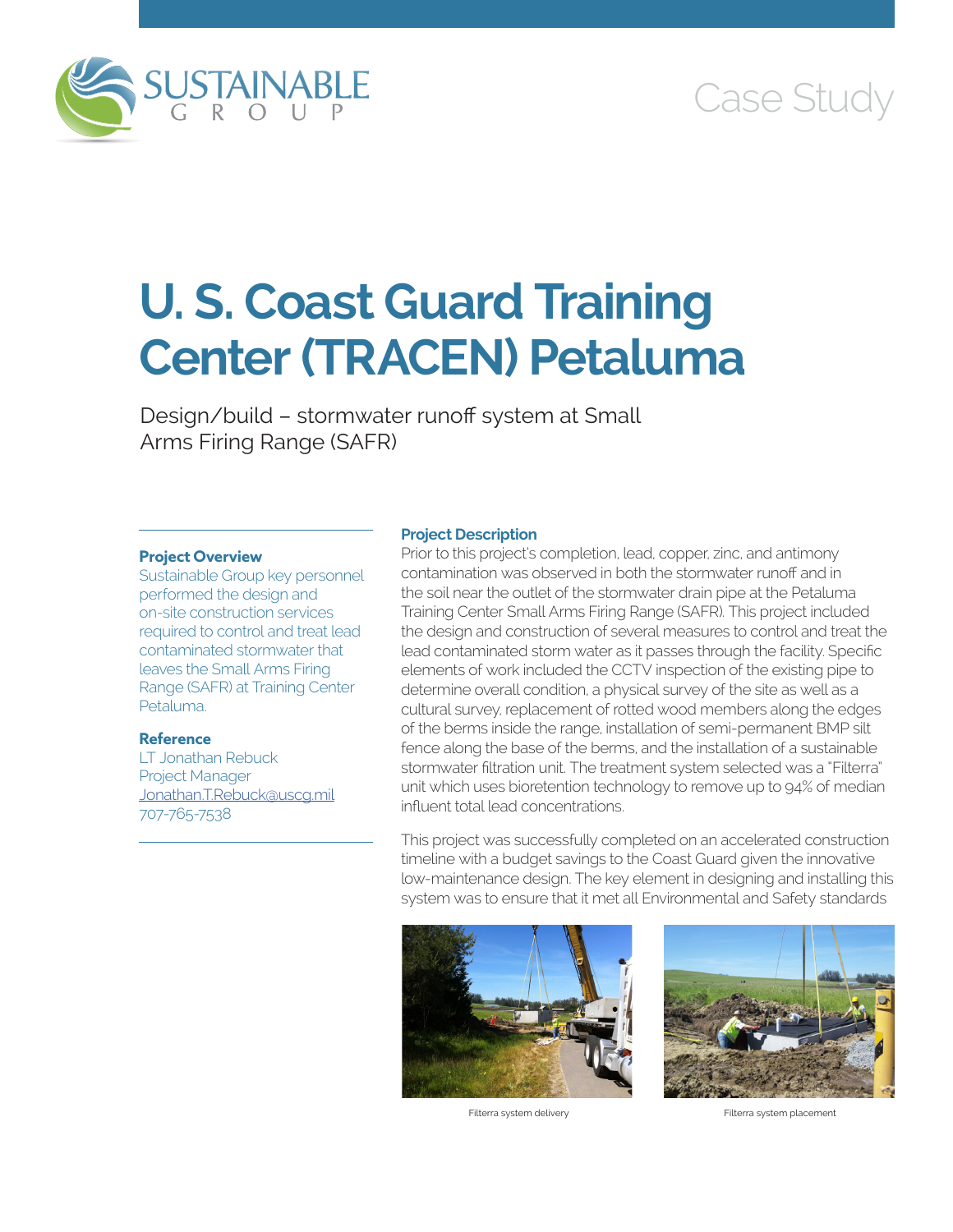SUSTAINABLE GROUP

Case Study

# U. S. Coast Guard Training Center (TRACEN) Petaluma

Design/build – stormwater runoff system at Small Arms Firing Range (SAFR)

### Project Overview

Sustainable Group key personnel performed the design and on-site construction services required to control and treat lead contaminated stormwater that leaves the Small Arms Firing Range (SAFR) at Training Center Petaluma.

### Reference

LT Jonathan Rebuck
Project Manager
Jonathan.T.Rebuck@uscg.mil
707-765-7538

### Project Description

Prior to this project's completion, lead, copper, zinc, and antimony contamination was observed in both the stormwater runoff and in the soil near the outlet of the stormwater drain pipe at the Petaluma Training Center Small Arms Firing Range (SAFR). This project included the design and construction of several measures to control and treat the lead contaminated storm water as it passes through the facility. Specific elements of work included the CCTV inspection of the existing pipe to determine overall condition, a physical survey of the site as well as a cultural survey, replacement of rotted wood members along the edges of the berms inside the range, installation of semi-permanent BMP silt fence along the base of the berms, and the installation of a sustainable stormwater filtration unit. The treatment system selected was a "Filterra" unit which uses bioretention technology to remove up to 94% of median influent total lead concentrations.

This project was successfully completed on an accelerated construction timeline with a budget savings to the Coast Guard given the innovative low-maintenance design. The key element in designing and installing this system was to ensure that it met all Environmental and Safety standards

Filterra system delivery

Filterra system placement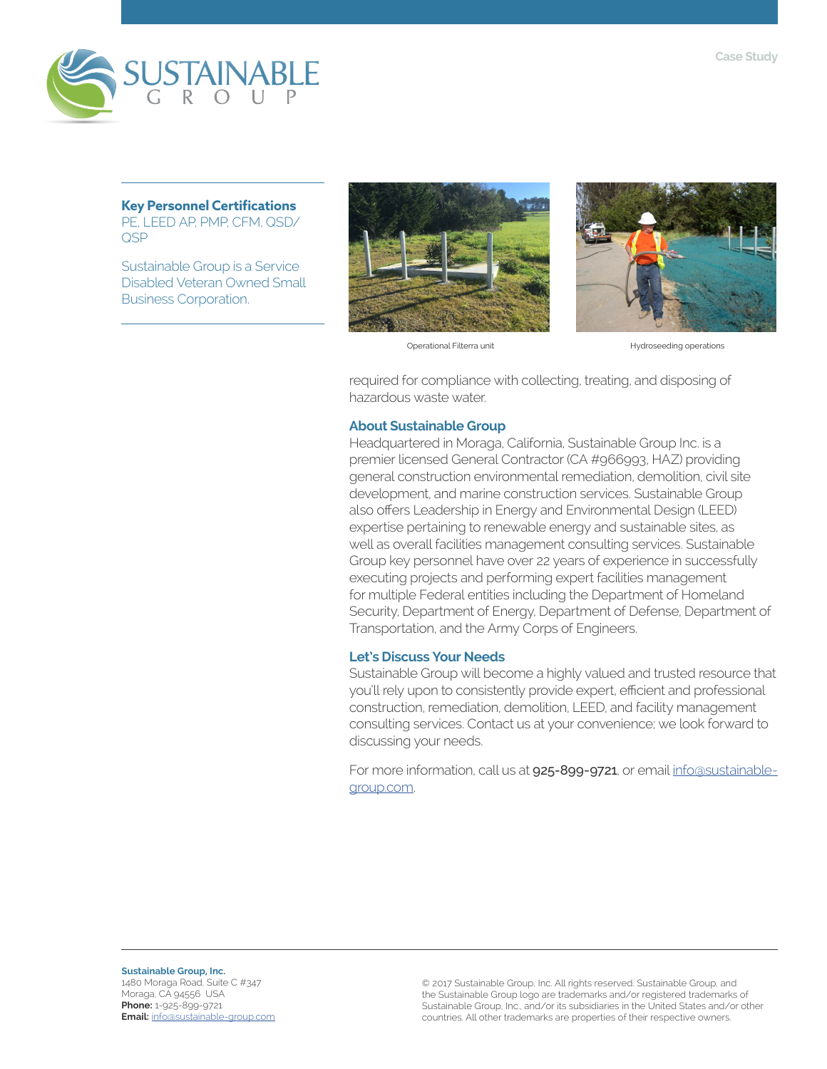Case Study

**Key Personnel Certifications**
PE, LEED AP, PMP, CFM, QSD/QSP

Sustainable Group is a Service Disabled Veteran Owned Small Business Corporation.

Operational Filterra unit

Hydroseeding operations

required for compliance with collecting, treating, and disposing of hazardous waste water.

### About Sustainable Group

Headquartered in Moraga, California, Sustainable Group Inc. is a premier licensed General Contractor (CA #966993, HAZ) providing general construction environmental remediation, demolition, civil site development, and marine construction services. Sustainable Group also offers Leadership in Energy and Environmental Design (LEED) expertise pertaining to renewable energy and sustainable sites, as well as overall facilities management consulting services. Sustainable Group key personnel have over 22 years of experience in successfully executing projects and performing expert facilities management for multiple Federal entities including the Department of Homeland Security, Department of Energy, Department of Defense, Department of Transportation, and the Army Corps of Engineers.

### Let's Discuss Your Needs

Sustainable Group will become a highly valued and trusted resource that you'll rely upon to consistently provide expert, efficient and professional construction, remediation, demolition, LEED, and facility management consulting services. Contact us at your convenience; we look forward to discussing your needs.

For more information, call us at **925-899-9721**, or email info@sustainable-group.com.

**Sustainable Group, Inc.**
1480 Moraga Road, Suite C #347
Moraga, CA 94556 USA
**Phone:** 1-925-899-9721
**Email:** info@sustainable-group.com

© 2017 Sustainable Group, Inc. All rights reserved. Sustainable Group, and the Sustainable Group logo are trademarks and/or registered trademarks of Sustainable Group, Inc., and/or its subsidiaries in the United States and/or other countries. All other trademarks are properties of their respective owners.